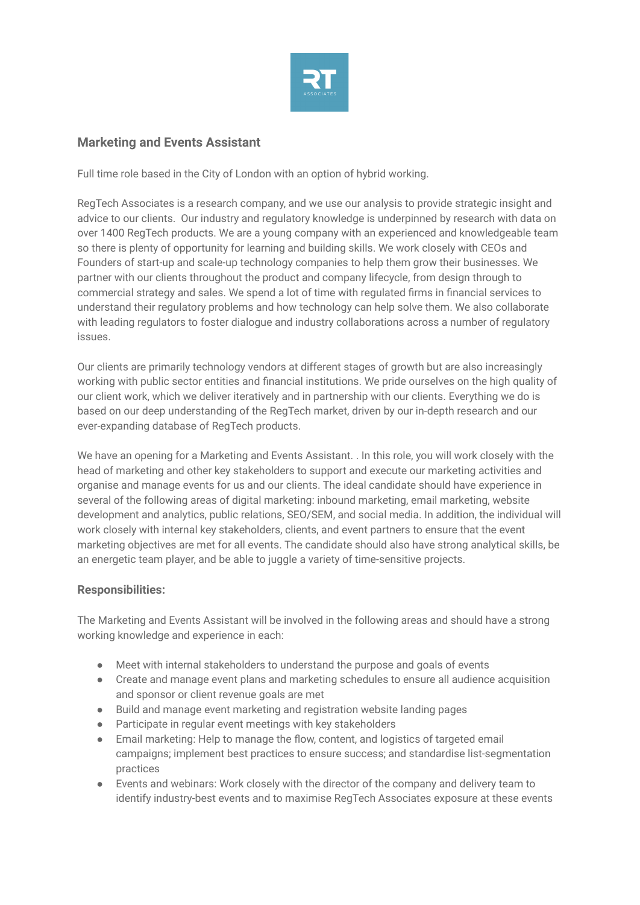## Marketing and Events Assistant

Full time role based in the City of London with an option of hybrid working.

RegTech Associates is a research company, and we use our analysis to provide strategic insight and advice to our clients. Our industry and regulatory knowledge is underpinned by research with data on over 1400 RegTech products. We are a young company with an experienced and knowledgeable team so there is plenty of opportunity for learning and building skills. We work closely with CEOs and Founders of start-up and scale-up technology companies to help them grow their businesses. We partner with our clients throughout the product and company lifecycle, from design through to commercial strategy and sales. We spend a lot of time with regulated firms in financial services to understand their regulatory problems and how technology can help solve them. We also collaborate with leading regulators to foster dialogue and industry collaborations across a number of regulatory issues.

Our clients are primarily technology vendors at different stages of growth but are also increasingly working with public sector entities and financial institutions. We pride ourselves on the high quality of our client work, which we deliver iteratively and in partnership with our clients. Everything we do is based on our deep understanding of the RegTech market, driven by our in-depth research and our ever-expanding database of RegTech products.

We have an opening for a Marketing and Events Assistant. . In this role, you will work closely with the head of marketing and other key stakeholders to support and execute our marketing activities and organise and manage events for us and our clients. The ideal candidate should have experience in several of the following areas of digital marketing: inbound marketing, email marketing, website development and analytics, public relations, SEO/SEM, and social media. In addition, the individual will work closely with internal key stakeholders, clients, and event partners to ensure that the event marketing objectives are met for all events. The candidate should also have strong analytical skills, be an energetic team player, and be able to juggle a variety of time-sensitive projects.

### Responsibilities:

The Marketing and Events Assistant will be involved in the following areas and should have a strong working knowledge and experience in each:

- Meet with internal stakeholders to understand the purpose and goals of events
- Create and manage event plans and marketing schedules to ensure all audience acquisition and sponsor or client revenue goals are met
- Build and manage event marketing and registration website landing pages
- Participate in regular event meetings with key stakeholders
- Email marketing: Help to manage the flow, content, and logistics of targeted email campaigns; implement best practices to ensure success; and standardise list-segmentation practices
- Events and webinars: Work closely with the director of the company and delivery team to identify industry-best events and to maximise RegTech Associates exposure at these events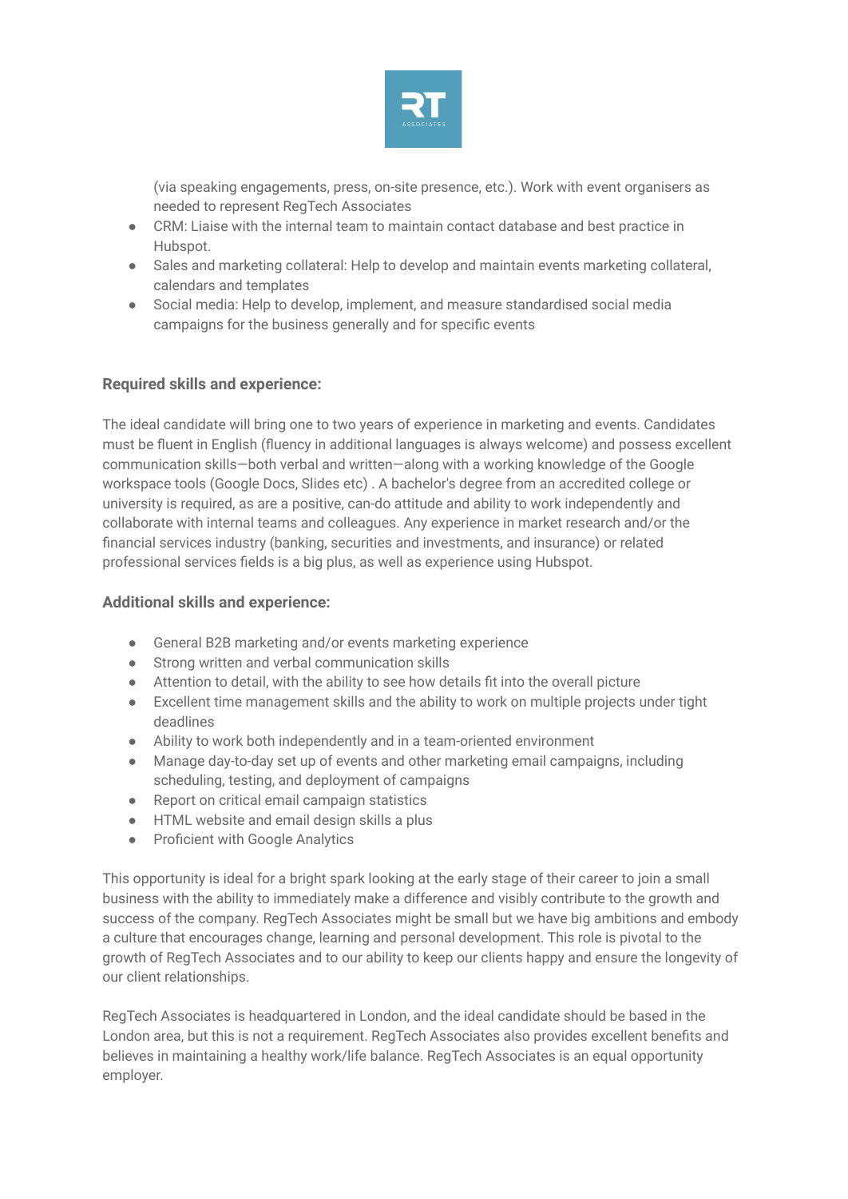(via speaking engagements, press, on-site presence, etc.). Work with event organisers as needed to represent RegTech Associates

- CRM: Liaise with the internal team to maintain contact database and best practice in Hubspot.
- Sales and marketing collateral: Help to develop and maintain events marketing collateral, calendars and templates
- Social media: Help to develop, implement, and measure standardised social media campaigns for the business generally and for specific events

### Required skills and experience:

The ideal candidate will bring one to two years of experience in marketing and events. Candidates must be fluent in English (fluency in additional languages is always welcome) and possess excellent communication skills—both verbal and written—along with a working knowledge of the Google workspace tools (Google Docs, Slides etc) . A bachelor's degree from an accredited college or university is required, as are a positive, can-do attitude and ability to work independently and collaborate with internal teams and colleagues. Any experience in market research and/or the financial services industry (banking, securities and investments, and insurance) or related professional services fields is a big plus, as well as experience using Hubspot.

### Additional skills and experience:

- General B2B marketing and/or events marketing experience
- Strong written and verbal communication skills
- Attention to detail, with the ability to see how details fit into the overall picture
- Excellent time management skills and the ability to work on multiple projects under tight deadlines
- Ability to work both independently and in a team-oriented environment
- Manage day-to-day set up of events and other marketing email campaigns, including scheduling, testing, and deployment of campaigns
- Report on critical email campaign statistics
- HTML website and email design skills a plus
- Proficient with Google Analytics

This opportunity is ideal for a bright spark looking at the early stage of their career to join a small business with the ability to immediately make a difference and visibly contribute to the growth and success of the company. RegTech Associates might be small but we have big ambitions and embody a culture that encourages change, learning and personal development. This role is pivotal to the growth of RegTech Associates and to our ability to keep our clients happy and ensure the longevity of our client relationships.

RegTech Associates is headquartered in London, and the ideal candidate should be based in the London area, but this is not a requirement. RegTech Associates also provides excellent benefits and believes in maintaining a healthy work/life balance. RegTech Associates is an equal opportunity employer.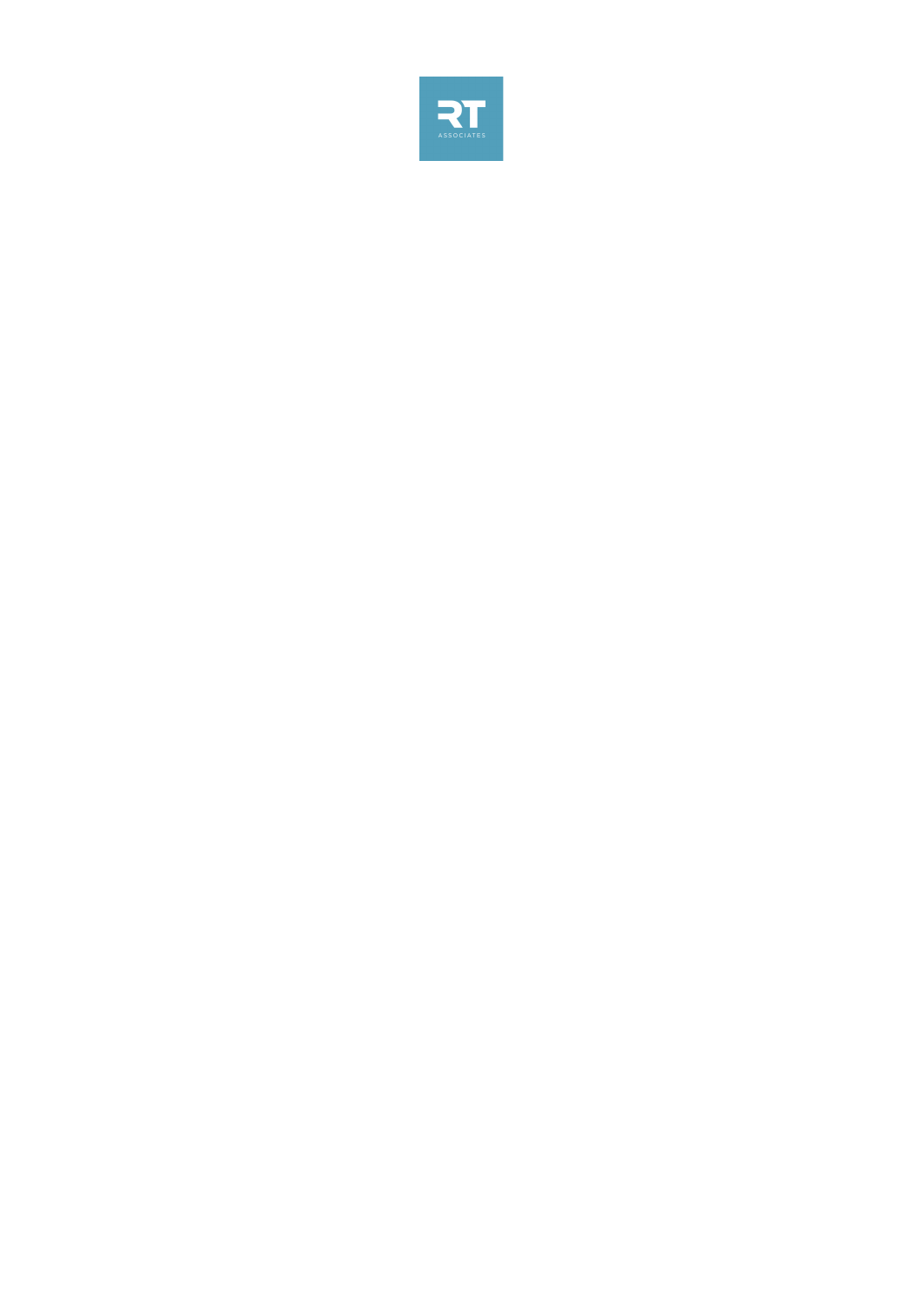RT

ASSOCIATES